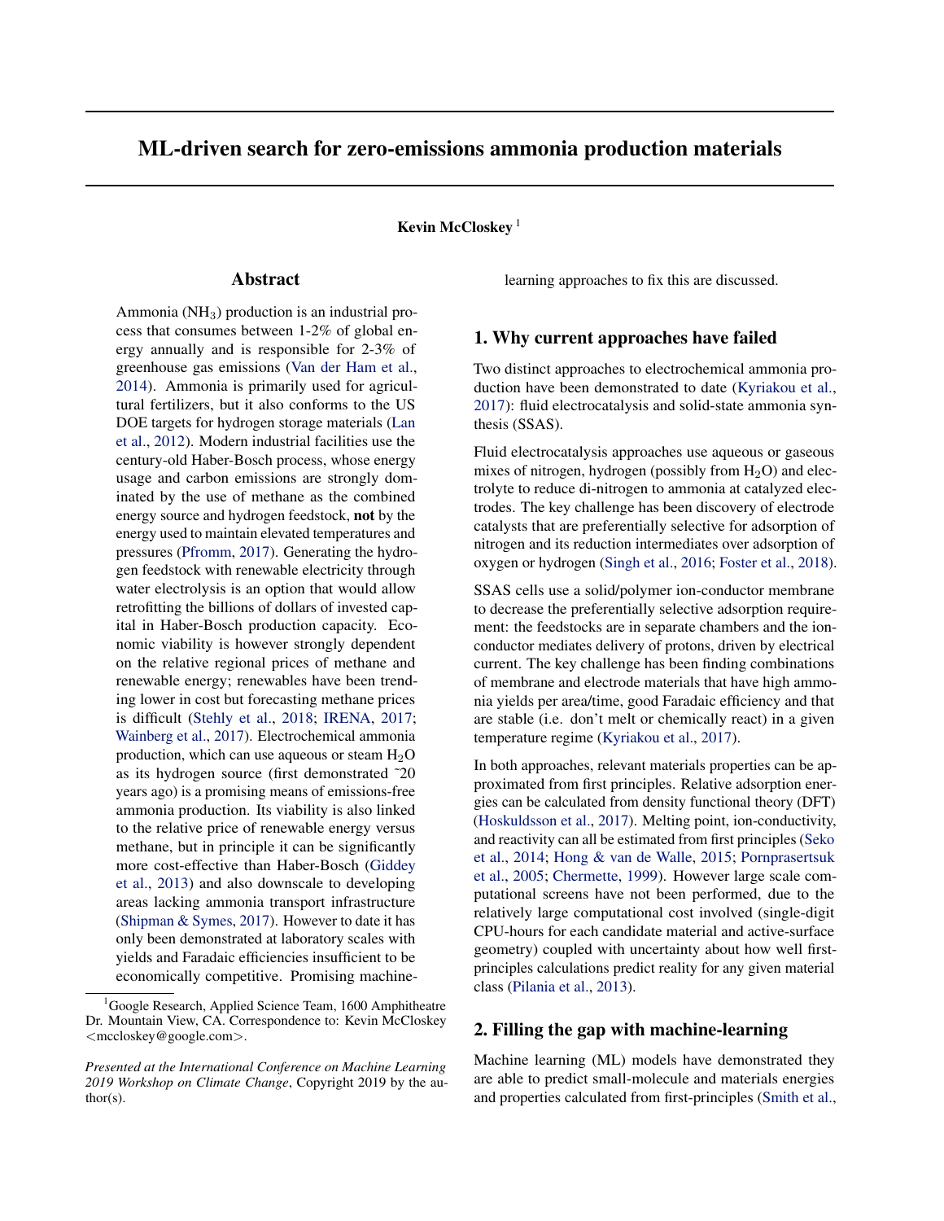# ML-driven search for zero-emissions ammonia production materials

**Kevin McCloskey** [1]

## Abstract

Ammonia ($NH_3$) production is an industrial process that consumes between 1-2% of global energy annually and is responsible for 2-3% of greenhouse gas emissions (Van der Ham et al., 2014). Ammonia is primarily used for agricultural fertilizers, but it also conforms to the US DOE targets for hydrogen storage materials (Lan et al., 2012). Modern industrial facilities use the century-old Haber-Bosch process, whose energy usage and carbon emissions are strongly dominated by the use of methane as the combined energy source and hydrogen feedstock, **not** by the energy used to maintain elevated temperatures and pressures (Pfromm, 2017). Generating the hydrogen feedstock with renewable electricity through water electrolysis is an option that would allow retrofitting the billions of dollars of invested capital in Haber-Bosch production capacity. Economic viability is however strongly dependent on the relative regional prices of methane and renewable energy; renewables have been trending lower in cost but forecasting methane prices is difficult (Stehly et al., 2018; IRENA, 2017; Wainberg et al., 2017). Electrochemical ammonia production, which can use aqueous or steam $H_2O$ as its hydrogen source (first demonstrated ~20 years ago) is a promising means of emissions-free ammonia production. Its viability is also linked to the relative price of renewable energy versus methane, but in principle it can be significantly more cost-effective than Haber-Bosch (Giddey et al., 2013) and also downscale to developing areas lacking ammonia transport infrastructure (Shipman & Symes, 2017). However to date it has only been demonstrated at laboratory scales with yields and Faradaic efficiencies insufficient to be economically competitive. Promising machine-learning approaches to fix this are discussed.

## 1. Why current approaches have failed

Two distinct approaches to electrochemical ammonia production have been demonstrated to date (Kyriakou et al., 2017): fluid electrocatalysis and solid-state ammonia synthesis (SSAS).

Fluid electrocatalysis approaches use aqueous or gaseous mixes of nitrogen, hydrogen (possibly from $H_2O$) and electrolyte to reduce di-nitrogen to ammonia at catalyzed electrodes. The key challenge has been discovery of electrode catalysts that are preferentially selective for adsorption of nitrogen and its reduction intermediates over adsorption of oxygen or hydrogen (Singh et al., 2016; Foster et al., 2018).

SSAS cells use a solid/polymer ion-conductor membrane to decrease the preferentially selective adsorption requirement: the feedstocks are in separate chambers and the ion-conductor mediates delivery of protons, driven by electrical current. The key challenge has been finding combinations of membrane and electrode materials that have high ammonia yields per area/time, good Faradaic efficiency and that are stable (i.e. don't melt or chemically react) in a given temperature regime (Kyriakou et al., 2017).

In both approaches, relevant materials properties can be approximated from first principles. Relative adsorption energies can be calculated from density functional theory (DFT) (Hoskuldsson et al., 2017). Melting point, ion-conductivity, and reactivity can all be estimated from first principles (Seko et al., 2014; Hong & van de Walle, 2015; Pornprasertsuk et al., 2005; Chermette, 1999). However large scale computational screens have not been performed, due to the relatively large computational cost involved (single-digit CPU-hours for each candidate material and active-surface geometry) coupled with uncertainty about how well first-principles calculations predict reality for any given material class (Pilania et al., 2013).

## 2. Filling the gap with machine-learning

Machine learning (ML) models have demonstrated they are able to predict small-molecule and materials energies and properties calculated from first-principles (Smith et al.,

[1] Google Research, Applied Science Team, 1600 Amphitheatre Dr. Mountain View, CA. Correspondence to: Kevin McCloskey <mccloskey@google.com>.

*Presented at the International Conference on Machine Learning 2019 Workshop on Climate Change*, Copyright 2019 by the author(s).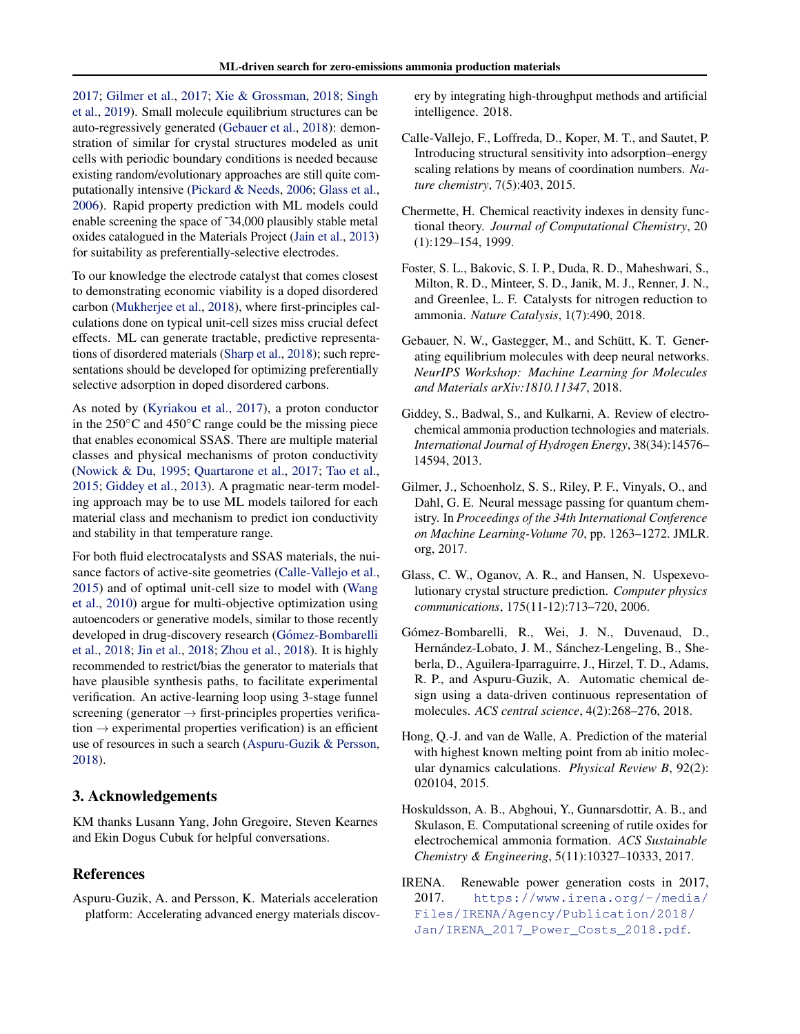2017; Gilmer et al., 2017; Xie & Grossman, 2018; Singh et al., 2019). Small molecule equilibrium structures can be auto-regressively generated (Gebauer et al., 2018): demonstration of similar for crystal structures modeled as unit cells with periodic boundary conditions is needed because existing random/evolutionary approaches are still quite computationally intensive (Pickard & Needs, 2006; Glass et al., 2006). Rapid property prediction with ML models could enable screening the space of ˜34,000 plausibly stable metal oxides catalogued in the Materials Project (Jain et al., 2013) for suitability as preferentially-selective electrodes.

To our knowledge the electrode catalyst that comes closest to demonstrating economic viability is a doped disordered carbon (Mukherjee et al., 2018), where first-principles calculations done on typical unit-cell sizes miss crucial defect effects. ML can generate tractable, predictive representations of disordered materials (Sharp et al., 2018); such representations should be developed for optimizing preferentially selective adsorption in doped disordered carbons.

As noted by (Kyriakou et al., 2017), a proton conductor in the 250°C and 450°C range could be the missing piece that enables economical SSAS. There are multiple material classes and physical mechanisms of proton conductivity (Nowick & Du, 1995; Quartarone et al., 2017; Tao et al., 2015; Giddey et al., 2013). A pragmatic near-term modeling approach may be to use ML models tailored for each material class and mechanism to predict ion conductivity and stability in that temperature range.

For both fluid electrocatalysts and SSAS materials, the nuisance factors of active-site geometries (Calle-Vallejo et al., 2015) and of optimal unit-cell size to model with (Wang et al., 2010) argue for multi-objective optimization using autoencoders or generative models, similar to those recently developed in drug-discovery research (Gómez-Bombarelli et al., 2018; Jin et al., 2018; Zhou et al., 2018). It is highly recommended to restrict/bias the generator to materials that have plausible synthesis paths, to facilitate experimental verification. An active-learning loop using 3-stage funnel screening (generator → first-principles properties verification → experimental properties verification) is an efficient use of resources in such a search (Aspuru-Guzik & Persson, 2018).

## 3. Acknowledgements

KM thanks Lusann Yang, John Gregoire, Steven Kearnes and Ekin Dogus Cubuk for helpful conversations.

## References

Aspuru-Guzik, A. and Persson, K. Materials acceleration platform: Accelerating advanced energy materials discovery by integrating high-throughput methods and artificial intelligence. 2018.

Calle-Vallejo, F., Loffreda, D., Koper, M. T., and Sautet, P. Introducing structural sensitivity into adsorption–energy scaling relations by means of coordination numbers. *Nature chemistry*, 7(5):403, 2015.

Chermette, H. Chemical reactivity indexes in density functional theory. *Journal of Computational Chemistry*, 20 (1):129–154, 1999.

Foster, S. L., Bakovic, S. I. P., Duda, R. D., Maheshwari, S., Milton, R. D., Minteer, S. D., Janik, M. J., Renner, J. N., and Greenlee, L. F. Catalysts for nitrogen reduction to ammonia. *Nature Catalysis*, 1(7):490, 2018.

Gebauer, N. W., Gastegger, M., and Schütt, K. T. Generating equilibrium molecules with deep neural networks. *NeurIPS Workshop: Machine Learning for Molecules and Materials arXiv:1810.11347*, 2018.

Giddey, S., Badwal, S., and Kulkarni, A. Review of electrochemical ammonia production technologies and materials. *International Journal of Hydrogen Energy*, 38(34):14576–14594, 2013.

Gilmer, J., Schoenholz, S. S., Riley, P. F., Vinyals, O., and Dahl, G. E. Neural message passing for quantum chemistry. In *Proceedings of the 34th International Conference on Machine Learning-Volume 70*, pp. 1263–1272. JMLR. org, 2017.

Glass, C. W., Oganov, A. R., and Hansen, N. Uspex—evolutionary crystal structure prediction. *Computer physics communications*, 175(11-12):713–720, 2006.

Gómez-Bombarelli, R., Wei, J. N., Duvenaud, D., Hernández-Lobato, J. M., Sánchez-Lengeling, B., Sheberla, D., Aguilera-Iparraguirre, J., Hirzel, T. D., Adams, R. P., and Aspuru-Guzik, A. Automatic chemical design using a data-driven continuous representation of molecules. *ACS central science*, 4(2):268–276, 2018.

Hong, Q.-J. and van de Walle, A. Prediction of the material with highest known melting point from ab initio molecular dynamics calculations. *Physical Review B*, 92(2): 020104, 2015.

Hoskuldsson, A. B., Abghoui, Y., Gunnarsdottir, A. B., and Skulason, E. Computational screening of rutile oxides for electrochemical ammonia formation. *ACS Sustainable Chemistry & Engineering*, 5(11):10327–10333, 2017.

IRENA. Renewable power generation costs in 2017, 2017. https://www.irena.org/-/media/Files/IRENA/Agency/Publication/2018/Jan/IRENA_2017_Power_Costs_2018.pdf.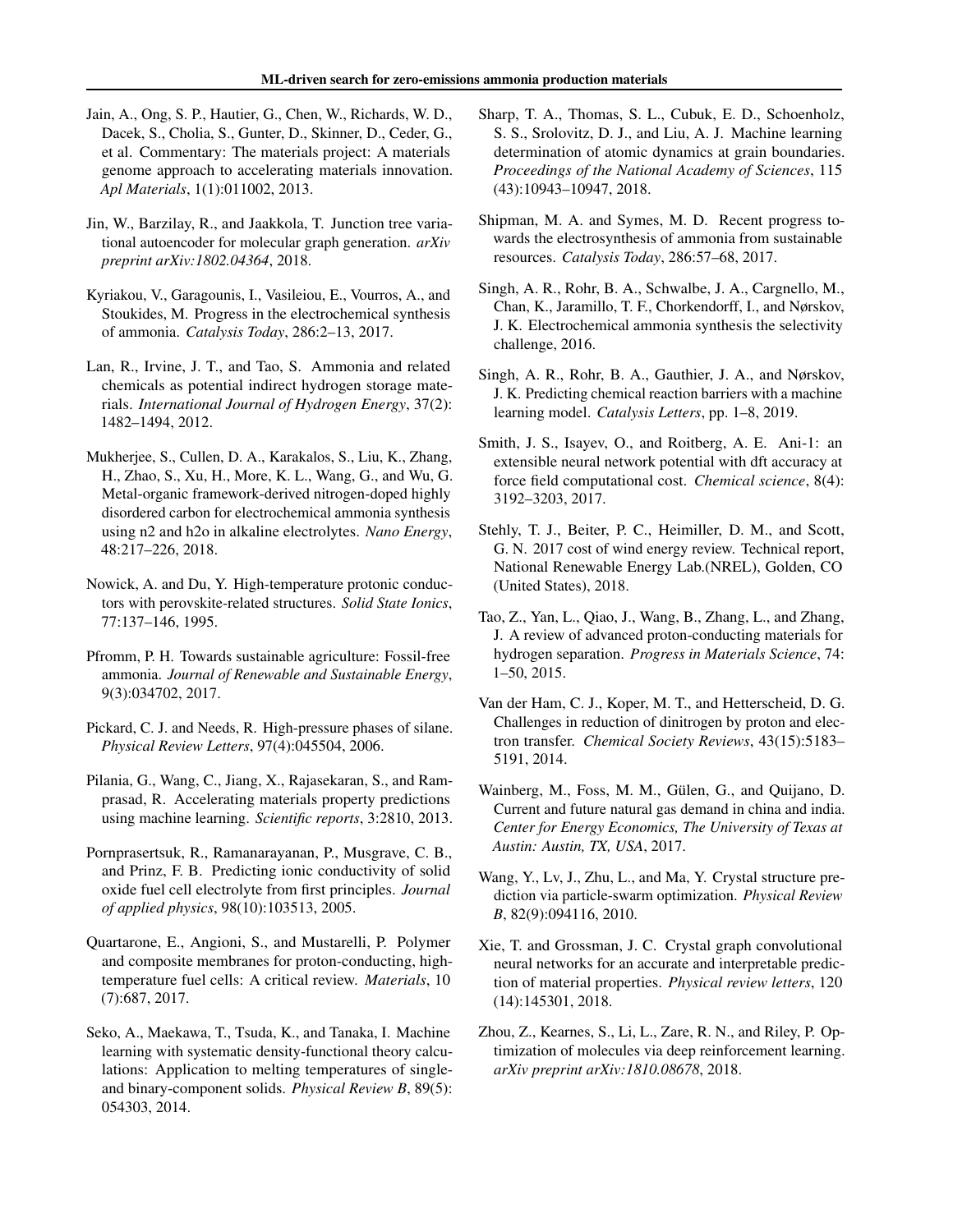Jain, A., Ong, S. P., Hautier, G., Chen, W., Richards, W. D., Dacek, S., Cholia, S., Gunter, D., Skinner, D., Ceder, G., et al. Commentary: The materials project: A materials genome approach to accelerating materials innovation. *Apl Materials*, 1(1):011002, 2013.

Jin, W., Barzilay, R., and Jaakkola, T. Junction tree variational autoencoder for molecular graph generation. *arXiv preprint arXiv:1802.04364*, 2018.

Kyriakou, V., Garagounis, I., Vasileiou, E., Vourros, A., and Stoukides, M. Progress in the electrochemical synthesis of ammonia. *Catalysis Today*, 286:2–13, 2017.

Lan, R., Irvine, J. T., and Tao, S. Ammonia and related chemicals as potential indirect hydrogen storage materials. *International Journal of Hydrogen Energy*, 37(2): 1482–1494, 2012.

Mukherjee, S., Cullen, D. A., Karakalos, S., Liu, K., Zhang, H., Zhao, S., Xu, H., More, K. L., Wang, G., and Wu, G. Metal-organic framework-derived nitrogen-doped highly disordered carbon for electrochemical ammonia synthesis using n2 and h2o in alkaline electrolytes. *Nano Energy*, 48:217–226, 2018.

Nowick, A. and Du, Y. High-temperature protonic conductors with perovskite-related structures. *Solid State Ionics*, 77:137–146, 1995.

Pfromm, P. H. Towards sustainable agriculture: Fossil-free ammonia. *Journal of Renewable and Sustainable Energy*, 9(3):034702, 2017.

Pickard, C. J. and Needs, R. High-pressure phases of silane. *Physical Review Letters*, 97(4):045504, 2006.

Pilania, G., Wang, C., Jiang, X., Rajasekaran, S., and Ramprasad, R. Accelerating materials property predictions using machine learning. *Scientific reports*, 3:2810, 2013.

Pornprasertsuk, R., Ramanarayanan, P., Musgrave, C. B., and Prinz, F. B. Predicting ionic conductivity of solid oxide fuel cell electrolyte from first principles. *Journal of applied physics*, 98(10):103513, 2005.

Quartarone, E., Angioni, S., and Mustarelli, P. Polymer and composite membranes for proton-conducting, high-temperature fuel cells: A critical review. *Materials*, 10 (7):687, 2017.

Seko, A., Maekawa, T., Tsuda, K., and Tanaka, I. Machine learning with systematic density-functional theory calculations: Application to melting temperatures of single- and binary-component solids. *Physical Review B*, 89(5): 054303, 2014.

Sharp, T. A., Thomas, S. L., Cubuk, E. D., Schoenholz, S. S., Srolovitz, D. J., and Liu, A. J. Machine learning determination of atomic dynamics at grain boundaries. *Proceedings of the National Academy of Sciences*, 115 (43):10943–10947, 2018.

Shipman, M. A. and Symes, M. D. Recent progress towards the electrosynthesis of ammonia from sustainable resources. *Catalysis Today*, 286:57–68, 2017.

Singh, A. R., Rohr, B. A., Schwalbe, J. A., Cargnello, M., Chan, K., Jaramillo, T. F., Chorkendorff, I., and Nørskov, J. K. Electrochemical ammonia synthesis the selectivity challenge, 2016.

Singh, A. R., Rohr, B. A., Gauthier, J. A., and Nørskov, J. K. Predicting chemical reaction barriers with a machine learning model. *Catalysis Letters*, pp. 1–8, 2019.

Smith, J. S., Isayev, O., and Roitberg, A. E. Ani-1: an extensible neural network potential with dft accuracy at force field computational cost. *Chemical science*, 8(4): 3192–3203, 2017.

Stehly, T. J., Beiter, P. C., Heimiller, D. M., and Scott, G. N. 2017 cost of wind energy review. Technical report, National Renewable Energy Lab.(NREL), Golden, CO (United States), 2018.

Tao, Z., Yan, L., Qiao, J., Wang, B., Zhang, L., and Zhang, J. A review of advanced proton-conducting materials for hydrogen separation. *Progress in Materials Science*, 74: 1–50, 2015.

Van der Ham, C. J., Koper, M. T., and Hetterscheid, D. G. Challenges in reduction of dinitrogen by proton and electron transfer. *Chemical Society Reviews*, 43(15):5183–5191, 2014.

Wainberg, M., Foss, M. M., Gülen, G., and Quijano, D. Current and future natural gas demand in china and india. *Center for Energy Economics, The University of Texas at Austin: Austin, TX, USA*, 2017.

Wang, Y., Lv, J., Zhu, L., and Ma, Y. Crystal structure prediction via particle-swarm optimization. *Physical Review B*, 82(9):094116, 2010.

Xie, T. and Grossman, J. C. Crystal graph convolutional neural networks for an accurate and interpretable prediction of material properties. *Physical review letters*, 120 (14):145301, 2018.

Zhou, Z., Kearnes, S., Li, L., Zare, R. N., and Riley, P. Optimization of molecules via deep reinforcement learning. *arXiv preprint arXiv:1810.08678*, 2018.